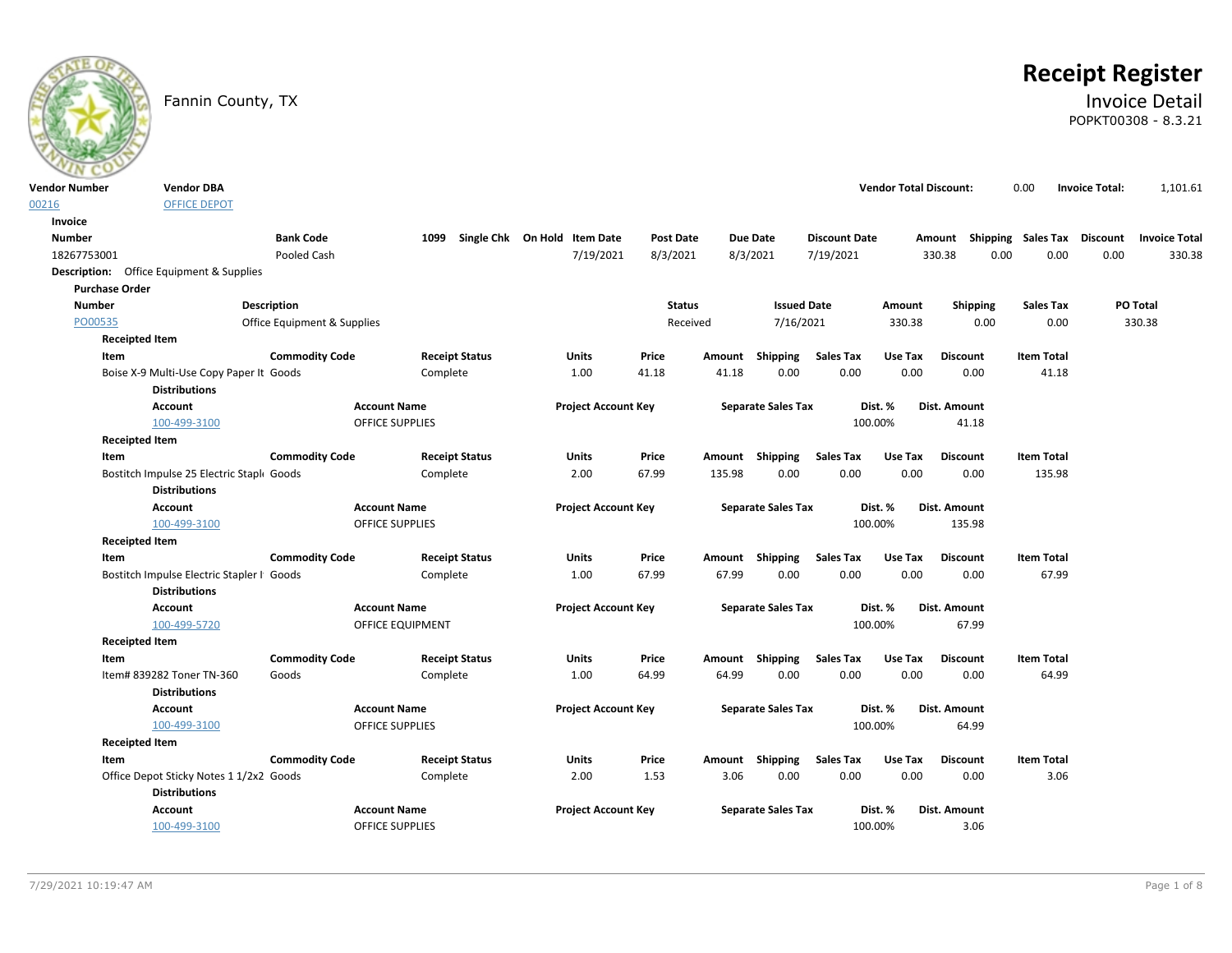# Receipt Register

Fannin County, TX

## Invoice Detail

POPKT00308 - 8.3.21

| Vendor Number | Vendor DBA | Vendor Total Discount: | Invoice Total: |
|---|---|---|---|
| 00216 | OFFICE DEPOT | 0.00 | 1,101.61 |

**Invoice**

| Number | Bank Code | 1099 | Single Chk | On Hold | Item Date | Post Date | Due Date | Discount Date | Amount | Shipping | Sales Tax | Discount | Invoice Total |
|---|---|---|---|---|---|---|---|---|---|---|---|---|---|
| 18267753001 | Pooled Cash | | | | 7/19/2021 | 8/3/2021 | 8/3/2021 | 7/19/2021 | 330.38 | 0.00 | 0.00 | 0.00 | 330.38 |

**Description:** Office Equipment & Supplies

**Purchase Order**

| Number | Description | Status | Issued Date | Amount | Shipping | Sales Tax | PO Total |
|---|---|---|---|---|---|---|---|
| PO00535 | Office Equipment & Supplies | Received | 7/16/2021 | 330.38 | 0.00 | 0.00 | 330.38 |

**Receipted Item**

| Item | Commodity Code | Receipt Status | Units | Price | Amount | Shipping | Sales Tax | Use Tax | Discount | Item Total |
|---|---|---|---|---|---|---|---|---|---|---|
| Boise X-9 Multi-Use Copy Paper It | Goods | Complete | 1.00 | 41.18 | 41.18 | 0.00 | 0.00 | 0.00 | 0.00 | 41.18 |

**Distributions**

| Account | Account Name | Project Account Key | Separate Sales Tax | Dist. % | Dist. Amount |
|---|---|---|---|---|---|
| 100-499-3100 | OFFICE SUPPLIES | | | 100.00% | 41.18 |

**Receipted Item**

| Item | Commodity Code | Receipt Status | Units | Price | Amount | Shipping | Sales Tax | Use Tax | Discount | Item Total |
|---|---|---|---|---|---|---|---|---|---|---|
| Bostitch Impulse 25 Electric Staple | Goods | Complete | 2.00 | 67.99 | 135.98 | 0.00 | 0.00 | 0.00 | 0.00 | 135.98 |

**Distributions**

| Account | Account Name | Project Account Key | Separate Sales Tax | Dist. % | Dist. Amount |
|---|---|---|---|---|---|
| 100-499-3100 | OFFICE SUPPLIES | | | 100.00% | 135.98 |

**Receipted Item**

| Item | Commodity Code | Receipt Status | Units | Price | Amount | Shipping | Sales Tax | Use Tax | Discount | Item Total |
|---|---|---|---|---|---|---|---|---|---|---|
| Bostitch Impulse Electric Stapler I | Goods | Complete | 1.00 | 67.99 | 67.99 | 0.00 | 0.00 | 0.00 | 0.00 | 67.99 |

**Distributions**

| Account | Account Name | Project Account Key | Separate Sales Tax | Dist. % | Dist. Amount |
|---|---|---|---|---|---|
| 100-499-5720 | OFFICE EQUIPMENT | | | 100.00% | 67.99 |

**Receipted Item**

| Item | Commodity Code | Receipt Status | Units | Price | Amount | Shipping | Sales Tax | Use Tax | Discount | Item Total |
|---|---|---|---|---|---|---|---|---|---|---|
| Item# 839282 Toner TN-360 | Goods | Complete | 1.00 | 64.99 | 64.99 | 0.00 | 0.00 | 0.00 | 0.00 | 64.99 |

**Distributions**

| Account | Account Name | Project Account Key | Separate Sales Tax | Dist. % | Dist. Amount |
|---|---|---|---|---|---|
| 100-499-3100 | OFFICE SUPPLIES | | | 100.00% | 64.99 |

**Receipted Item**

| Item | Commodity Code | Receipt Status | Units | Price | Amount | Shipping | Sales Tax | Use Tax | Discount | Item Total |
|---|---|---|---|---|---|---|---|---|---|---|
| Office Depot Sticky Notes 1 1/2x2 | Goods | Complete | 2.00 | 1.53 | 3.06 | 0.00 | 0.00 | 0.00 | 0.00 | 3.06 |

**Distributions**

| Account | Account Name | Project Account Key | Separate Sales Tax | Dist. % | Dist. Amount |
|---|---|---|---|---|---|
| 100-499-3100 | OFFICE SUPPLIES | | | 100.00% | 3.06 |

7/29/2021 10:19:47 AM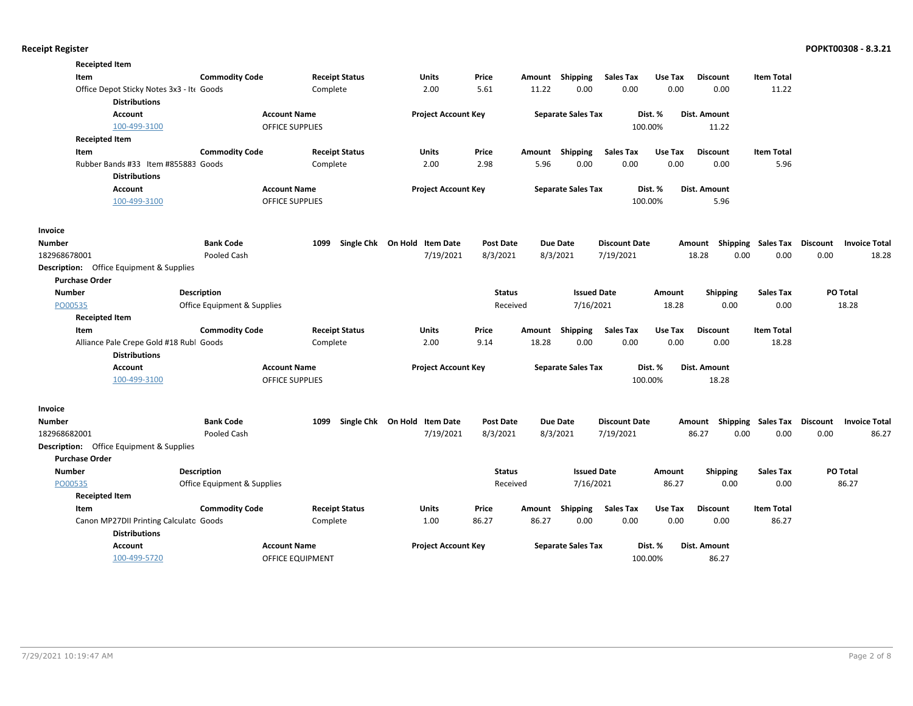**Receipted Item**

| Item | Commodity Code | Receipt Status | Units | Price | Amount | Shipping | Sales Tax | Use Tax | Discount | Item Total |
|---|---|---|---|---|---|---|---|---|---|---|
| Office Depot Sticky Notes 3x3 - Ite | Goods | Complete | 2.00 | 5.61 | 11.22 | 0.00 | 0.00 | 0.00 | 0.00 | 11.22 |

**Distributions**

| Account | Account Name | Project Account Key | Separate Sales Tax | Dist. % | Dist. Amount |
|---|---|---|---|---|---|
| 100-499-3100 | OFFICE SUPPLIES | | | 100.00% | 11.22 |

**Receipted Item**

| Item | Commodity Code | Receipt Status | Units | Price | Amount | Shipping | Sales Tax | Use Tax | Discount | Item Total |
|---|---|---|---|---|---|---|---|---|---|---|
| Rubber Bands #33 Item #855883 | Goods | Complete | 2.00 | 2.98 | 5.96 | 0.00 | 0.00 | 0.00 | 0.00 | 5.96 |

**Distributions**

| Account | Account Name | Project Account Key | Separate Sales Tax | Dist. % | Dist. Amount |
|---|---|---|---|---|---|
| 100-499-3100 | OFFICE SUPPLIES | | | 100.00% | 5.96 |

**Invoice**

| Number | Bank Code | 1099 | Single Chk | On Hold | Item Date | Post Date | Due Date | Discount Date | Amount | Shipping | Sales Tax | Discount | Invoice Total |
|---|---|---|---|---|---|---|---|---|---|---|---|---|---|
| 182968678001 | Pooled Cash | | | | 7/19/2021 | 8/3/2021 | 8/3/2021 | 7/19/2021 | 18.28 | 0.00 | 0.00 | 0.00 | 18.28 |

**Description:** Office Equipment & Supplies

**Purchase Order**

| Number | Description | Status | Issued Date | Amount | Shipping | Sales Tax | PO Total |
|---|---|---|---|---|---|---|---|
| PO00535 | Office Equipment & Supplies | Received | 7/16/2021 | 18.28 | 0.00 | 0.00 | 18.28 |

**Receipted Item**

| Item | Commodity Code | Receipt Status | Units | Price | Amount | Shipping | Sales Tax | Use Tax | Discount | Item Total |
|---|---|---|---|---|---|---|---|---|---|---|
| Alliance Pale Crepe Gold #18 Rubl | Goods | Complete | 2.00 | 9.14 | 18.28 | 0.00 | 0.00 | 0.00 | 0.00 | 18.28 |

**Distributions**

| Account | Account Name | Project Account Key | Separate Sales Tax | Dist. % | Dist. Amount |
|---|---|---|---|---|---|
| 100-499-3100 | OFFICE SUPPLIES | | | 100.00% | 18.28 |

**Invoice**

| Number | Bank Code | 1099 | Single Chk | On Hold | Item Date | Post Date | Due Date | Discount Date | Amount | Shipping | Sales Tax | Discount | Invoice Total |
|---|---|---|---|---|---|---|---|---|---|---|---|---|---|
| 182968682001 | Pooled Cash | | | | 7/19/2021 | 8/3/2021 | 8/3/2021 | 7/19/2021 | 86.27 | 0.00 | 0.00 | 0.00 | 86.27 |

**Description:** Office Equipment & Supplies

**Purchase Order**

| Number | Description | Status | Issued Date | Amount | Shipping | Sales Tax | PO Total |
|---|---|---|---|---|---|---|---|
| PO00535 | Office Equipment & Supplies | Received | 7/16/2021 | 86.27 | 0.00 | 0.00 | 86.27 |

**Receipted Item**

| Item | Commodity Code | Receipt Status | Units | Price | Amount | Shipping | Sales Tax | Use Tax | Discount | Item Total |
|---|---|---|---|---|---|---|---|---|---|---|
| Canon MP27DII Printing Calculato | Goods | Complete | 1.00 | 86.27 | 86.27 | 0.00 | 0.00 | 0.00 | 0.00 | 86.27 |

**Distributions**

| Account | Account Name | Project Account Key | Separate Sales Tax | Dist. % | Dist. Amount |
|---|---|---|---|---|---|
| 100-499-5720 | OFFICE EQUIPMENT | | | 100.00% | 86.27 |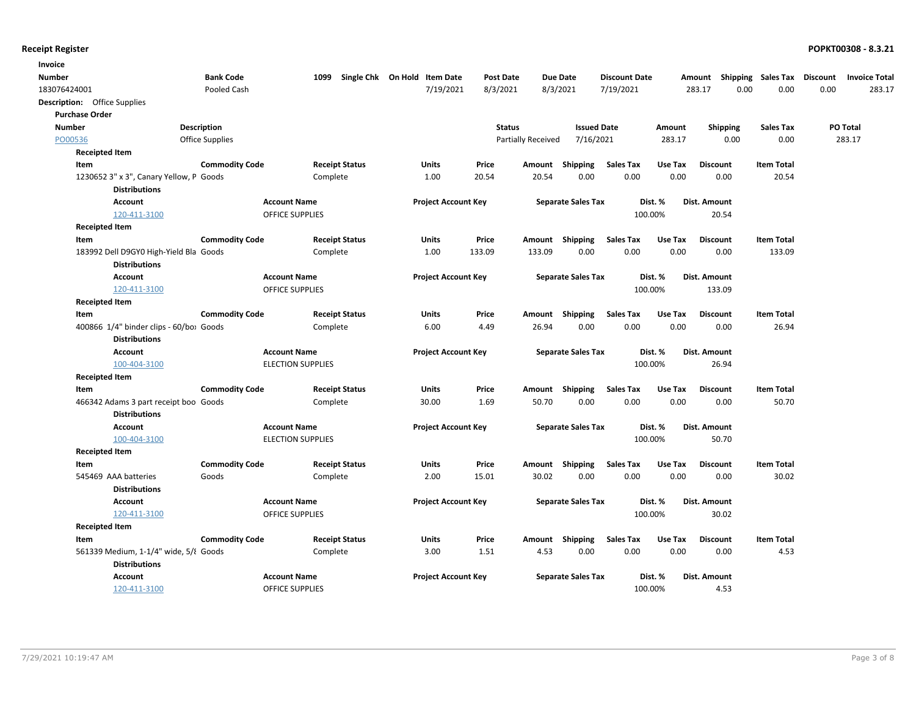**Receipt Register**

**POPKT00308 - 8.3.21**

| Invoice Number | Bank Code | 1099 | Single Chk | On Hold | Item Date | Post Date | Due Date | Discount Date | Amount | Shipping | Sales Tax | Discount | Invoice Total |
|---|---|---|---|---|---|---|---|---|---|---|---|---|---|
| 183076424001 | Pooled Cash | | | | 7/19/2021 | 8/3/2021 | 8/3/2021 | 7/19/2021 | 283.17 | 0.00 | 0.00 | 0.00 | 283.17 |

**Description:** Office Supplies

**Purchase Order**

| Number | Description | Status | Issued Date | Amount | Shipping | Sales Tax | PO Total |
|---|---|---|---|---|---|---|---|
| PO00536 | Office Supplies | Partially Received | 7/16/2021 | 283.17 | 0.00 | 0.00 | 283.17 |

**Receipted Item**

| Item | Commodity Code | Receipt Status | Units | Price | Amount | Shipping | Sales Tax | Use Tax | Discount | Item Total |
|---|---|---|---|---|---|---|---|---|---|---|
| 1230652 3" x 3", Canary Yellow, P | Goods | Complete | 1.00 | 20.54 | 20.54 | 0.00 | 0.00 | 0.00 | 0.00 | 20.54 |

**Distributions**

| Account | Account Name | Project Account Key | Separate Sales Tax | Dist. % | Dist. Amount |
|---|---|---|---|---|---|
| 120-411-3100 | OFFICE SUPPLIES | | | 100.00% | 20.54 |

**Receipted Item**

| Item | Commodity Code | Receipt Status | Units | Price | Amount | Shipping | Sales Tax | Use Tax | Discount | Item Total |
|---|---|---|---|---|---|---|---|---|---|---|
| 183992 Dell D9GY0 High-Yield Bla | Goods | Complete | 1.00 | 133.09 | 133.09 | 0.00 | 0.00 | 0.00 | 0.00 | 133.09 |

**Distributions**

| Account | Account Name | Project Account Key | Separate Sales Tax | Dist. % | Dist. Amount |
|---|---|---|---|---|---|
| 120-411-3100 | OFFICE SUPPLIES | | | 100.00% | 133.09 |

**Receipted Item**

| Item | Commodity Code | Receipt Status | Units | Price | Amount | Shipping | Sales Tax | Use Tax | Discount | Item Total |
|---|---|---|---|---|---|---|---|---|---|---|
| 400866 1/4" binder clips - 60/bo | Goods | Complete | 6.00 | 4.49 | 26.94 | 0.00 | 0.00 | 0.00 | 0.00 | 26.94 |

**Distributions**

| Account | Account Name | Project Account Key | Separate Sales Tax | Dist. % | Dist. Amount |
|---|---|---|---|---|---|
| 100-404-3100 | ELECTION SUPPLIES | | | 100.00% | 26.94 |

**Receipted Item**

| Item | Commodity Code | Receipt Status | Units | Price | Amount | Shipping | Sales Tax | Use Tax | Discount | Item Total |
|---|---|---|---|---|---|---|---|---|---|---|
| 466342 Adams 3 part receipt boo | Goods | Complete | 30.00 | 1.69 | 50.70 | 0.00 | 0.00 | 0.00 | 0.00 | 50.70 |

**Distributions**

| Account | Account Name | Project Account Key | Separate Sales Tax | Dist. % | Dist. Amount |
|---|---|---|---|---|---|
| 100-404-3100 | ELECTION SUPPLIES | | | 100.00% | 50.70 |

**Receipted Item**

| Item | Commodity Code | Receipt Status | Units | Price | Amount | Shipping | Sales Tax | Use Tax | Discount | Item Total |
|---|---|---|---|---|---|---|---|---|---|---|
| 545469 AAA batteries | Goods | Complete | 2.00 | 15.01 | 30.02 | 0.00 | 0.00 | 0.00 | 0.00 | 30.02 |

**Distributions**

| Account | Account Name | Project Account Key | Separate Sales Tax | Dist. % | Dist. Amount |
|---|---|---|---|---|---|
| 120-411-3100 | OFFICE SUPPLIES | | | 100.00% | 30.02 |

**Receipted Item**

| Item | Commodity Code | Receipt Status | Units | Price | Amount | Shipping | Sales Tax | Use Tax | Discount | Item Total |
|---|---|---|---|---|---|---|---|---|---|---|
| 561339 Medium, 1-1/4" wide, 5/8 | Goods | Complete | 3.00 | 1.51 | 4.53 | 0.00 | 0.00 | 0.00 | 0.00 | 4.53 |

**Distributions**

| Account | Account Name | Project Account Key | Separate Sales Tax | Dist. % | Dist. Amount |
|---|---|---|---|---|---|
| 120-411-3100 | OFFICE SUPPLIES | | | 100.00% | 4.53 |

7/29/2021 10:19:47 AM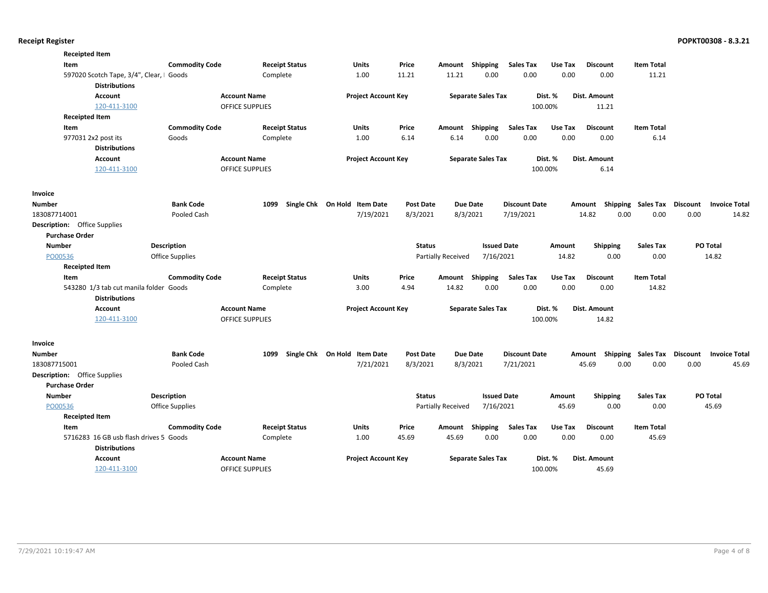**Receipted Item**

| Item | Commodity Code | Receipt Status | Units | Price | Amount | Shipping | Sales Tax | Use Tax | Discount | Item Total |
|---|---|---|---|---|---|---|---|---|---|---|
| 597020 Scotch Tape, 3/4", Clear, I | Goods | Complete | 1.00 | 11.21 | 11.21 | 0.00 | 0.00 | 0.00 | 0.00 | 11.21 |

**Distributions**

| Account | Account Name | Project Account Key | Separate Sales Tax | Dist. % | Dist. Amount |
|---|---|---|---|---|---|
| 120-411-3100 | OFFICE SUPPLIES | | | 100.00% | 11.21 |

**Receipted Item**

| Item | Commodity Code | Receipt Status | Units | Price | Amount | Shipping | Sales Tax | Use Tax | Discount | Item Total |
|---|---|---|---|---|---|---|---|---|---|---|
| 977031 2x2 post its | Goods | Complete | 1.00 | 6.14 | 6.14 | 0.00 | 0.00 | 0.00 | 0.00 | 6.14 |

**Distributions**

| Account | Account Name | Project Account Key | Separate Sales Tax | Dist. % | Dist. Amount |
|---|---|---|---|---|---|
| 120-411-3100 | OFFICE SUPPLIES | | | 100.00% | 6.14 |

**Invoice**

| Number | Bank Code | 1099 | Single Chk | On Hold | Item Date | Post Date | Due Date | Discount Date | Amount | Shipping | Sales Tax | Discount | Invoice Total |
|---|---|---|---|---|---|---|---|---|---|---|---|---|---|
| 183087714001 | Pooled Cash | | | | 7/19/2021 | 8/3/2021 | 8/3/2021 | 7/19/2021 | 14.82 | 0.00 | 0.00 | 0.00 | 14.82 |

**Description:** Office Supplies

**Purchase Order**

| Number | Description | Status | Issued Date | Amount | Shipping | Sales Tax | PO Total |
|---|---|---|---|---|---|---|---|
| PO00536 | Office Supplies | Partially Received | 7/16/2021 | 14.82 | 0.00 | 0.00 | 14.82 |

**Receipted Item**

| Item | Commodity Code | Receipt Status | Units | Price | Amount | Shipping | Sales Tax | Use Tax | Discount | Item Total |
|---|---|---|---|---|---|---|---|---|---|---|
| 543280 1/3 tab cut manila folder | Goods | Complete | 3.00 | 4.94 | 14.82 | 0.00 | 0.00 | 0.00 | 0.00 | 14.82 |

**Distributions**

| Account | Account Name | Project Account Key | Separate Sales Tax | Dist. % | Dist. Amount |
|---|---|---|---|---|---|
| 120-411-3100 | OFFICE SUPPLIES | | | 100.00% | 14.82 |

**Invoice**

| Number | Bank Code | 1099 | Single Chk | On Hold | Item Date | Post Date | Due Date | Discount Date | Amount | Shipping | Sales Tax | Discount | Invoice Total |
|---|---|---|---|---|---|---|---|---|---|---|---|---|---|
| 183087715001 | Pooled Cash | | | | 7/21/2021 | 8/3/2021 | 8/3/2021 | 7/21/2021 | 45.69 | 0.00 | 0.00 | 0.00 | 45.69 |

**Description:** Office Supplies

**Purchase Order**

| Number | Description | Status | Issued Date | Amount | Shipping | Sales Tax | PO Total |
|---|---|---|---|---|---|---|---|
| PO00536 | Office Supplies | Partially Received | 7/16/2021 | 45.69 | 0.00 | 0.00 | 45.69 |

**Receipted Item**

| Item | Commodity Code | Receipt Status | Units | Price | Amount | Shipping | Sales Tax | Use Tax | Discount | Item Total |
|---|---|---|---|---|---|---|---|---|---|---|
| 5716283 16 GB usb flash drives 5 | Goods | Complete | 1.00 | 45.69 | 45.69 | 0.00 | 0.00 | 0.00 | 0.00 | 45.69 |

**Distributions**

| Account | Account Name | Project Account Key | Separate Sales Tax | Dist. % | Dist. Amount |
|---|---|---|---|---|---|
| 120-411-3100 | OFFICE SUPPLIES | | | 100.00% | 45.69 |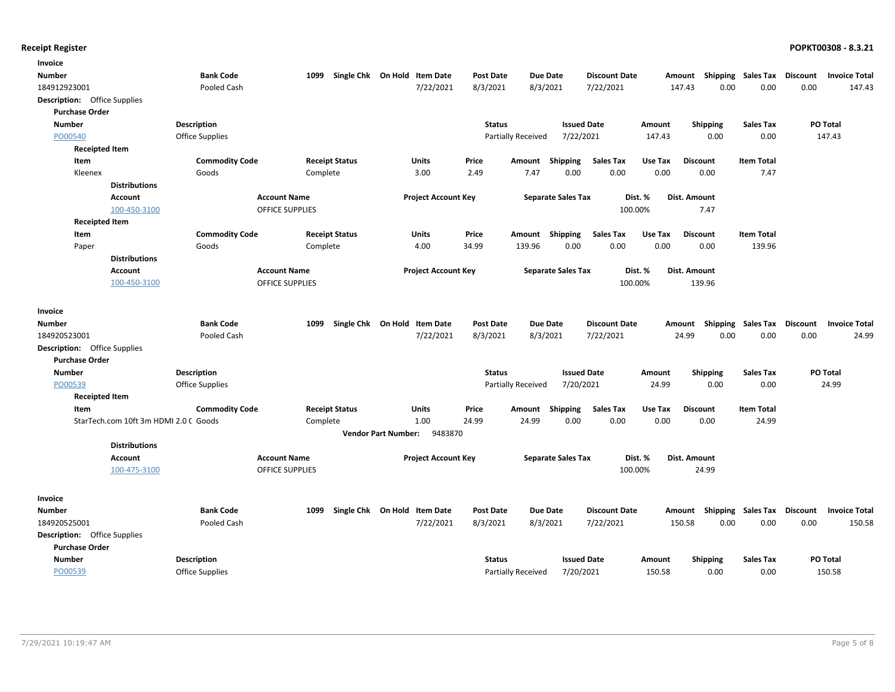**Receipt Register** **POPKT00308 - 8.3.21**

**Invoice**

| Number | Bank Code | 1099 | Single Chk | On Hold | Item Date | Post Date | Due Date | Discount Date | Amount | Shipping | Sales Tax | Discount | Invoice Total |
|---|---|---|---|---|---|---|---|---|---|---|---|---|---|
| 184912923001 | Pooled Cash | | | | 7/22/2021 | 8/3/2021 | 8/3/2021 | 7/22/2021 | 147.43 | 0.00 | 0.00 | 0.00 | 147.43 |

**Description:** Office Supplies

**Purchase Order**

| Number | Description | Status | Issued Date | Amount | Shipping | Sales Tax | PO Total |
|---|---|---|---|---|---|---|---|
| PO00540 | Office Supplies | Partially Received | 7/22/2021 | 147.43 | 0.00 | 0.00 | 147.43 |

**Receipted Item**

| Item | Commodity Code | Receipt Status | Units | Price | Amount | Shipping | Sales Tax | Use Tax | Discount | Item Total |
|---|---|---|---|---|---|---|---|---|---|---|
| Kleenex | Goods | Complete | 3.00 | 2.49 | 7.47 | 0.00 | 0.00 | 0.00 | 0.00 | 7.47 |

**Distributions**

| Account | Account Name | Project Account Key | Separate Sales Tax | Dist. % | Dist. Amount |
|---|---|---|---|---|---|
| 100-450-3100 | OFFICE SUPPLIES | | | 100.00% | 7.47 |

**Receipted Item**

| Item | Commodity Code | Receipt Status | Units | Price | Amount | Shipping | Sales Tax | Use Tax | Discount | Item Total |
|---|---|---|---|---|---|---|---|---|---|---|
| Paper | Goods | Complete | 4.00 | 34.99 | 139.96 | 0.00 | 0.00 | 0.00 | 0.00 | 139.96 |

**Distributions**

| Account | Account Name | Project Account Key | Separate Sales Tax | Dist. % | Dist. Amount |
|---|---|---|---|---|---|
| 100-450-3100 | OFFICE SUPPLIES | | | 100.00% | 139.96 |

**Invoice**

| Number | Bank Code | 1099 | Single Chk | On Hold | Item Date | Post Date | Due Date | Discount Date | Amount | Shipping | Sales Tax | Discount | Invoice Total |
|---|---|---|---|---|---|---|---|---|---|---|---|---|---|
| 184920523001 | Pooled Cash | | | | 7/22/2021 | 8/3/2021 | 8/3/2021 | 7/22/2021 | 24.99 | 0.00 | 0.00 | 0.00 | 24.99 |

**Description:** Office Supplies

**Purchase Order**

| Number | Description | Status | Issued Date | Amount | Shipping | Sales Tax | PO Total |
|---|---|---|---|---|---|---|---|
| PO00539 | Office Supplies | Partially Received | 7/20/2021 | 24.99 | 0.00 | 0.00 | 24.99 |

**Receipted Item**

| Item | Commodity Code | Receipt Status | Units | Price | Amount | Shipping | Sales Tax | Use Tax | Discount | Item Total |
|---|---|---|---|---|---|---|---|---|---|---|
| StarTech.com 10ft 3m HDMI 2.0 ( | Goods | Complete | 1.00 | 24.99 | 24.99 | 0.00 | 0.00 | 0.00 | 0.00 | 24.99 |

**Vendor Part Number:** 9483870

**Distributions**

| Account | Account Name | Project Account Key | Separate Sales Tax | Dist. % | Dist. Amount |
|---|---|---|---|---|---|
| 100-475-3100 | OFFICE SUPPLIES | | | 100.00% | 24.99 |

**Invoice**

| Number | Bank Code | 1099 | Single Chk | On Hold | Item Date | Post Date | Due Date | Discount Date | Amount | Shipping | Sales Tax | Discount | Invoice Total |
|---|---|---|---|---|---|---|---|---|---|---|---|---|---|
| 184920525001 | Pooled Cash | | | | 7/22/2021 | 8/3/2021 | 8/3/2021 | 7/22/2021 | 150.58 | 0.00 | 0.00 | 0.00 | 150.58 |

**Description:** Office Supplies

**Purchase Order**

| Number | Description | Status | Issued Date | Amount | Shipping | Sales Tax | PO Total |
|---|---|---|---|---|---|---|---|
| PO00539 | Office Supplies | Partially Received | 7/20/2021 | 150.58 | 0.00 | 0.00 | 150.58 |

7/29/2021 10:19:47 AM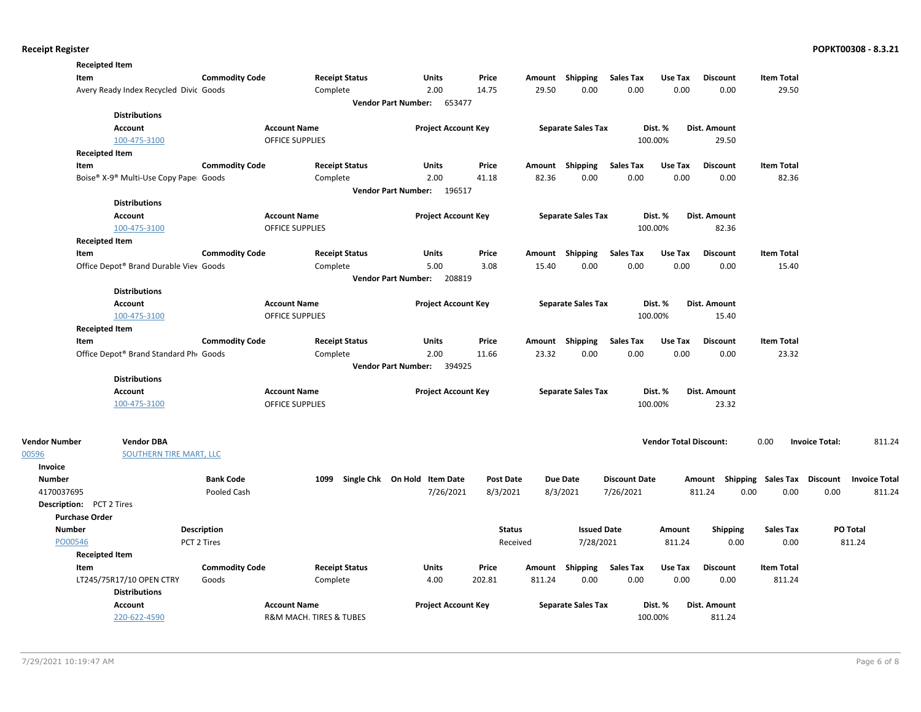**Receipted Item**

| Item | Commodity Code | Receipt Status | Units | Price | Amount | Shipping | Sales Tax | Use Tax | Discount | Item Total |
|---|---|---|---|---|---|---|---|---|---|---|
| Avery Ready Index Recycled Divic | Goods | Complete | 2.00 | 14.75 | 29.50 | 0.00 | 0.00 | 0.00 | 0.00 | 29.50 |

**Vendor Part Number:** 653477

**Distributions**

| Account | Account Name | Project Account Key | Separate Sales Tax | Dist. % | Dist. Amount |
|---|---|---|---|---|---|
| 100-475-3100 | OFFICE SUPPLIES | | | 100.00% | 29.50 |

**Receipted Item**

| Item | Commodity Code | Receipt Status | Units | Price | Amount | Shipping | Sales Tax | Use Tax | Discount | Item Total |
|---|---|---|---|---|---|---|---|---|---|---|
| Boise® X-9® Multi-Use Copy Pape | Goods | Complete | 2.00 | 41.18 | 82.36 | 0.00 | 0.00 | 0.00 | 0.00 | 82.36 |

**Vendor Part Number:** 196517

**Distributions**

| Account | Account Name | Project Account Key | Separate Sales Tax | Dist. % | Dist. Amount |
|---|---|---|---|---|---|
| 100-475-3100 | OFFICE SUPPLIES | | | 100.00% | 82.36 |

**Receipted Item**

| Item | Commodity Code | Receipt Status | Units | Price | Amount | Shipping | Sales Tax | Use Tax | Discount | Item Total |
|---|---|---|---|---|---|---|---|---|---|---|
| Office Depot® Brand Durable Viev | Goods | Complete | 5.00 | 3.08 | 15.40 | 0.00 | 0.00 | 0.00 | 0.00 | 15.40 |

**Vendor Part Number:** 208819

**Distributions**

| Account | Account Name | Project Account Key | Separate Sales Tax | Dist. % | Dist. Amount |
|---|---|---|---|---|---|
| 100-475-3100 | OFFICE SUPPLIES | | | 100.00% | 15.40 |

**Receipted Item**

| Item | Commodity Code | Receipt Status | Units | Price | Amount | Shipping | Sales Tax | Use Tax | Discount | Item Total |
|---|---|---|---|---|---|---|---|---|---|---|
| Office Depot® Brand Standard Ph | Goods | Complete | 2.00 | 11.66 | 23.32 | 0.00 | 0.00 | 0.00 | 0.00 | 23.32 |

**Vendor Part Number:** 394925

**Distributions**

| Account | Account Name | Project Account Key | Separate Sales Tax | Dist. % | Dist. Amount |
|---|---|---|---|---|---|
| 100-475-3100 | OFFICE SUPPLIES | | | 100.00% | 23.32 |

| Vendor Number | Vendor DBA | Vendor Total Discount: | Invoice Total: |
|---|---|---|---|
| 00596 | SOUTHERN TIRE MART, LLC | 0.00 | 811.24 |

**Invoice**

| Number | Bank Code | 1099 | Single Chk | On Hold | Item Date | Post Date | Due Date | Discount Date | Amount | Shipping | Sales Tax | Discount | Invoice Total |
|---|---|---|---|---|---|---|---|---|---|---|---|---|---|
| 4170037695 | Pooled Cash | | | | 7/26/2021 | 8/3/2021 | 8/3/2021 | 7/26/2021 | 811.24 | 0.00 | 0.00 | 0.00 | 811.24 |

**Description:** PCT 2 Tires

**Purchase Order**

| Number | Description | Status | Issued Date | Amount | Shipping | Sales Tax | PO Total |
|---|---|---|---|---|---|---|---|
| PO00546 | PCT 2 Tires | Received | 7/28/2021 | 811.24 | 0.00 | 0.00 | 811.24 |

**Receipted Item**

| Item | Commodity Code | Receipt Status | Units | Price | Amount | Shipping | Sales Tax | Use Tax | Discount | Item Total |
|---|---|---|---|---|---|---|---|---|---|---|
| LT245/75R17/10 OPEN CTRY | Goods | Complete | 4.00 | 202.81 | 811.24 | 0.00 | 0.00 | 0.00 | 0.00 | 811.24 |

**Distributions**

| Account | Account Name | Project Account Key | Separate Sales Tax | Dist. % | Dist. Amount |
|---|---|---|---|---|---|
| 220-622-4590 | R&M MACH. TIRES & TUBES | | | 100.00% | 811.24 |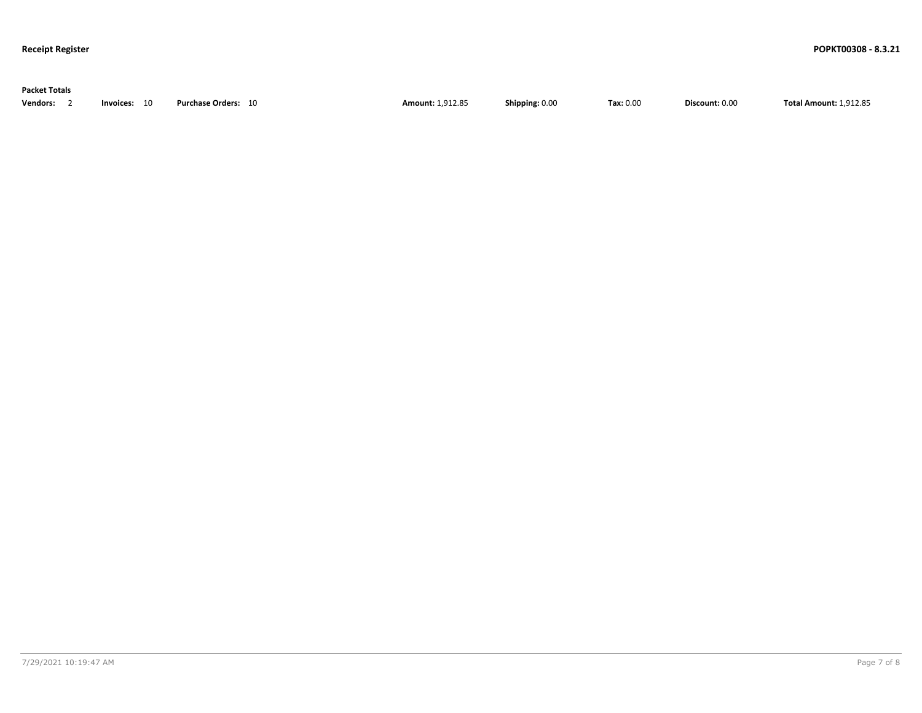**Packet Totals**

| | | | | | | | |
|---|---|---|---|---|---|---|---|
| **Vendors:** 2 | **Invoices:** 10 | **Purchase Orders:** 10 | **Amount:** 1,912.85 | **Shipping:** 0.00 | **Tax:** 0.00 | **Discount:** 0.00 | **Total Amount:** 1,912.85 |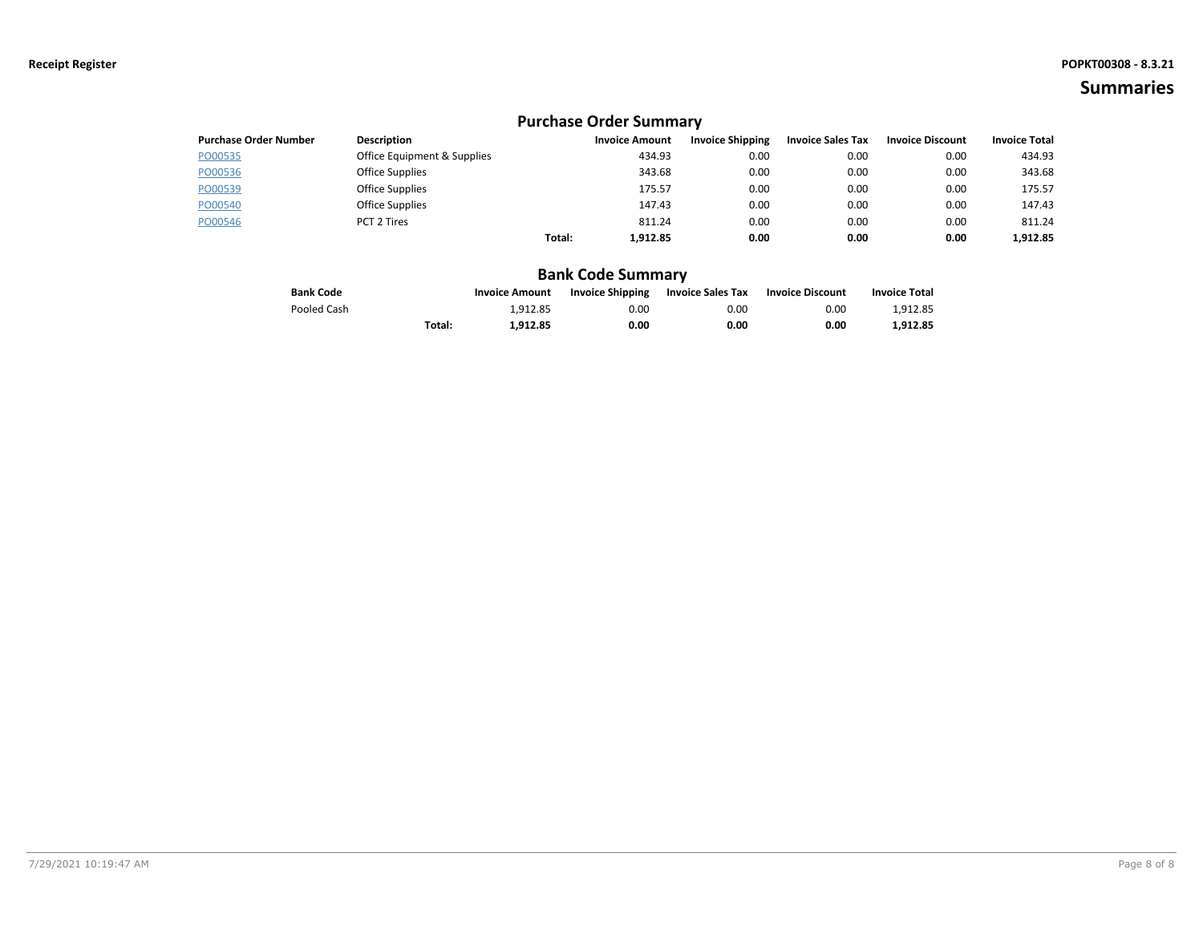## Summaries

### Purchase Order Summary

| Purchase Order Number | Description | | Invoice Amount | Invoice Shipping | Invoice Sales Tax | Invoice Discount | Invoice Total |
|---|---|---|---|---|---|---|---|
| PO00535 | Office Equipment & Supplies | | 434.93 | 0.00 | 0.00 | 0.00 | 434.93 |
| PO00536 | Office Supplies | | 343.68 | 0.00 | 0.00 | 0.00 | 343.68 |
| PO00539 | Office Supplies | | 175.57 | 0.00 | 0.00 | 0.00 | 175.57 |
| PO00540 | Office Supplies | | 147.43 | 0.00 | 0.00 | 0.00 | 147.43 |
| PO00546 | PCT 2 Tires | | 811.24 | 0.00 | 0.00 | 0.00 | 811.24 |
| | | **Total:** | **1,912.85** | **0.00** | **0.00** | **0.00** | **1,912.85** |

### Bank Code Summary

| Bank Code | | Invoice Amount | Invoice Shipping | Invoice Sales Tax | Invoice Discount | Invoice Total |
|---|---|---|---|---|---|---|
| Pooled Cash | | 1,912.85 | 0.00 | 0.00 | 0.00 | 1,912.85 |
| | **Total:** | **1,912.85** | **0.00** | **0.00** | **0.00** | **1,912.85** |